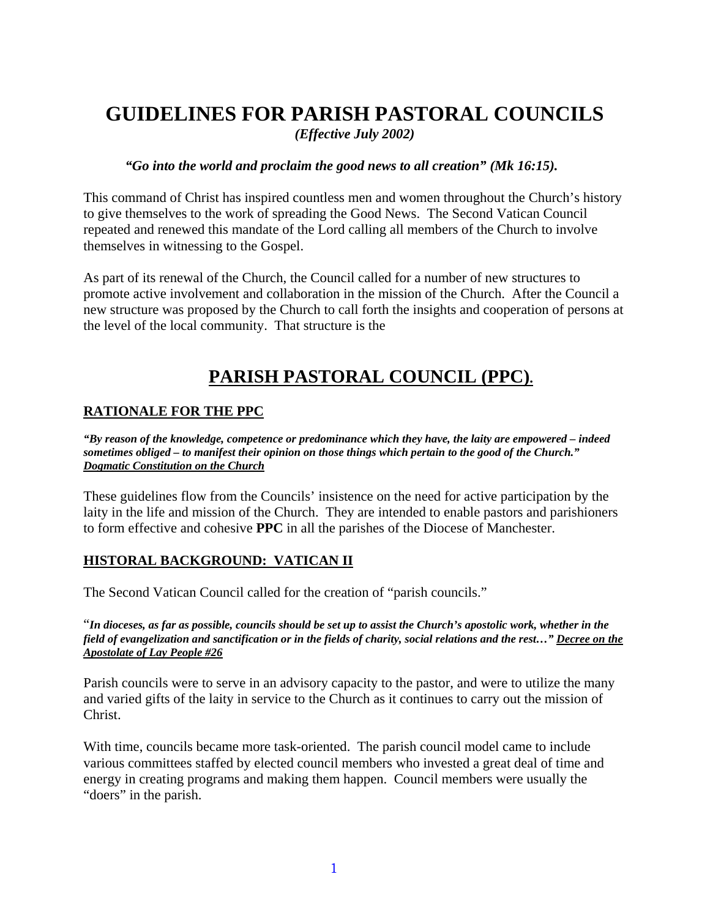# GUIDELINES FOR PARISH PASTORAL COUNCILS

*(Effective July 2002)*

***"Go into the world and proclaim the good news to all creation" (Mk 16:15).***

This command of Christ has inspired countless men and women throughout the Church's history to give themselves to the work of spreading the Good News. The Second Vatican Council repeated and renewed this mandate of the Lord calling all members of the Church to involve themselves in witnessing to the Gospel.

As part of its renewal of the Church, the Council called for a number of new structures to promote active involvement and collaboration in the mission of the Church. After the Council a new structure was proposed by the Church to call forth the insights and cooperation of persons at the level of the local community. That structure is the

## PARISH PASTORAL COUNCIL (PPC).

### RATIONALE FOR THE PPC

***"By reason of the knowledge, competence or predominance which they have, the laity are empowered – indeed sometimes obliged – to manifest their opinion on those things which pertain to the good of the Church."*** ***Dogmatic Constitution on the Church***

These guidelines flow from the Councils' insistence on the need for active participation by the laity in the life and mission of the Church. They are intended to enable pastors and parishioners to form effective and cohesive **PPC** in all the parishes of the Diocese of Manchester.

### HISTORAL BACKGROUND: VATICAN II

The Second Vatican Council called for the creation of "parish councils."

"***In dioceses, as far as possible, councils should be set up to assist the Church's apostolic work, whether in the field of evangelization and sanctification or in the fields of charity, social relations and the rest…" Decree on the Apostolate of Lay People #26***

Parish councils were to serve in an advisory capacity to the pastor, and were to utilize the many and varied gifts of the laity in service to the Church as it continues to carry out the mission of Christ.

With time, councils became more task-oriented. The parish council model came to include various committees staffed by elected council members who invested a great deal of time and energy in creating programs and making them happen. Council members were usually the "doers" in the parish.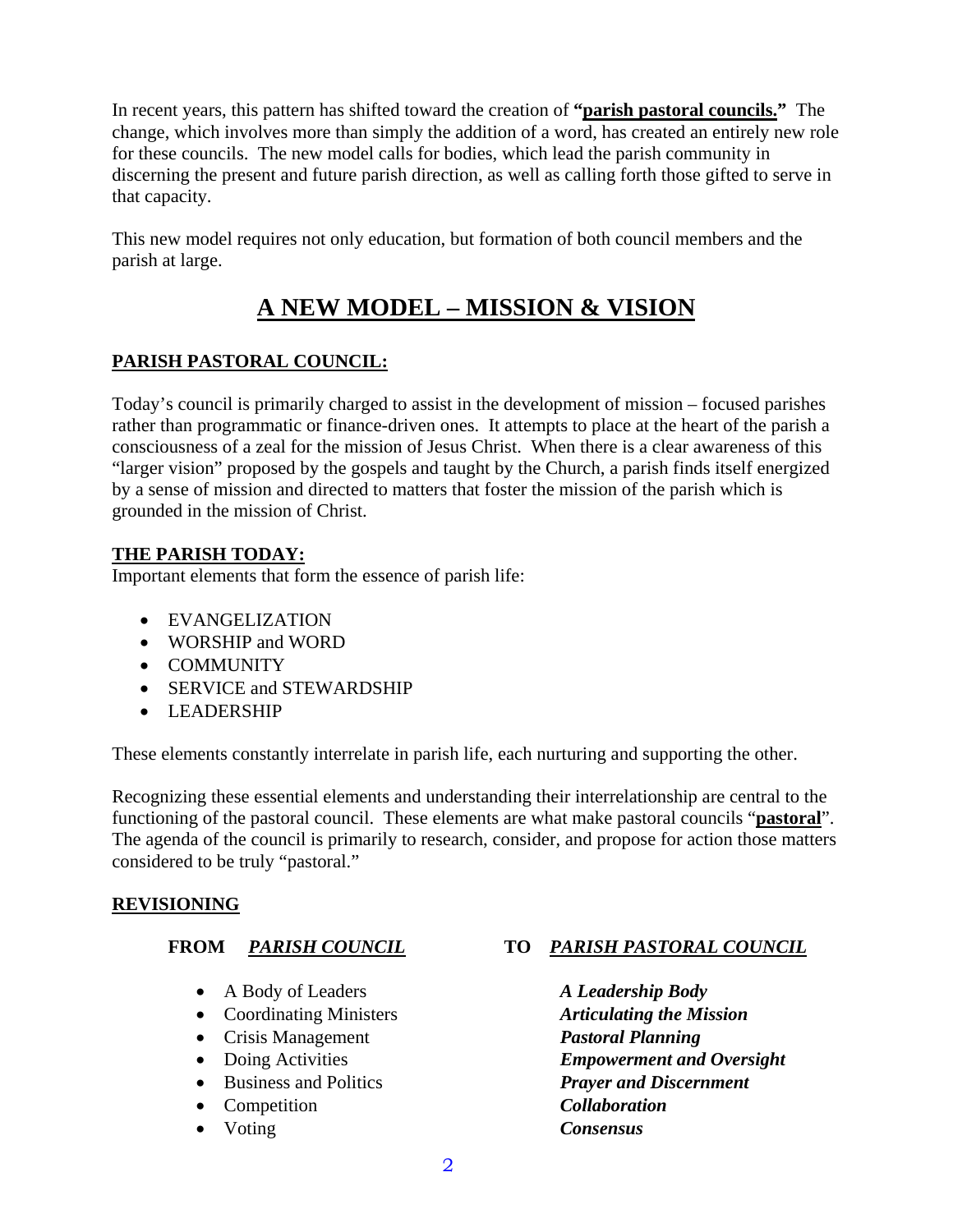In recent years, this pattern has shifted toward the creation of **"parish pastoral councils."** The change, which involves more than simply the addition of a word, has created an entirely new role for these councils. The new model calls for bodies, which lead the parish community in discerning the present and future parish direction, as well as calling forth those gifted to serve in that capacity.

This new model requires not only education, but formation of both council members and the parish at large.

# A NEW MODEL – MISSION & VISION

## PARISH PASTORAL COUNCIL:

Today's council is primarily charged to assist in the development of mission – focused parishes rather than programmatic or finance-driven ones. It attempts to place at the heart of the parish a consciousness of a zeal for the mission of Jesus Christ. When there is a clear awareness of this "larger vision" proposed by the gospels and taught by the Church, a parish finds itself energized by a sense of mission and directed to matters that foster the mission of the parish which is grounded in the mission of Christ.

## THE PARISH TODAY:

Important elements that form the essence of parish life:

- EVANGELIZATION
- WORSHIP and WORD
- COMMUNITY
- SERVICE and STEWARDSHIP
- LEADERSHIP

These elements constantly interrelate in parish life, each nurturing and supporting the other.

Recognizing these essential elements and understanding their interrelationship are central to the functioning of the pastoral council. These elements are what make pastoral councils "**pastoral**". The agenda of the council is primarily to research, consider, and propose for action those matters considered to be truly "pastoral."

## REVISIONING

| FROM *PARISH COUNCIL* | TO *PARISH PASTORAL COUNCIL* |
|---|---|
| A Body of Leaders | ***A Leadership Body*** |
| Coordinating Ministers | ***Articulating the Mission*** |
| Crisis Management | ***Pastoral Planning*** |
| Doing Activities | ***Empowerment and Oversight*** |
| Business and Politics | ***Prayer and Discernment*** |
| Competition | ***Collaboration*** |
| Voting | ***Consensus*** |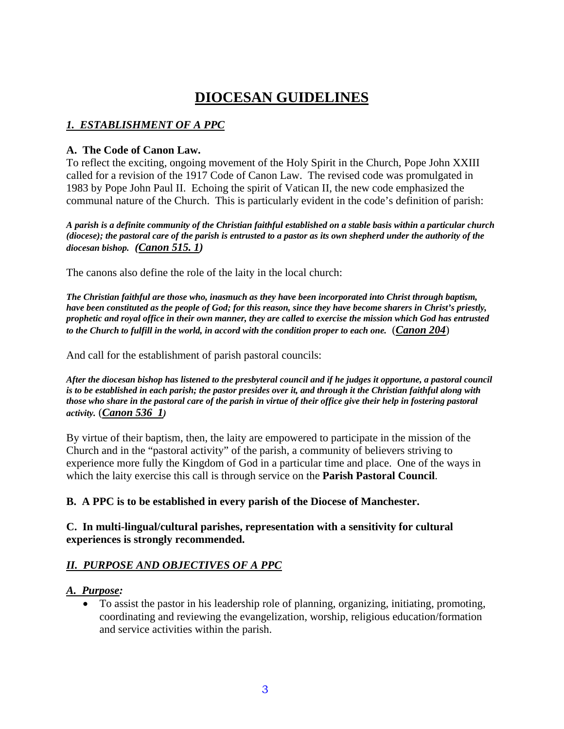# DIOCESAN GUIDELINES

## *1. ESTABLISHMENT OF A PPC*

**A. The Code of Canon Law.**
To reflect the exciting, ongoing movement of the Holy Spirit in the Church, Pope John XXIII called for a revision of the 1917 Code of Canon Law. The revised code was promulgated in 1983 by Pope John Paul II. Echoing the spirit of Vatican II, the new code emphasized the communal nature of the Church. This is particularly evident in the code's definition of parish:

***A parish is a definite community of the Christian faithful established on a stable basis within a particular church (diocese); the pastoral care of the parish is entrusted to a pastor as its own shepherd under the authority of the diocesan bishop. (Canon 515. 1)***

The canons also define the role of the laity in the local church:

***The Christian faithful are those who, inasmuch as they have been incorporated into Christ through baptism, have been constituted as the people of God; for this reason, since they have become sharers in Christ's priestly, prophetic and royal office in their own manner, they are called to exercise the mission which God has entrusted to the Church to fulfill in the world, in accord with the condition proper to each one.*** (***Canon 204***)

And call for the establishment of parish pastoral councils:

***After the diocesan bishop has listened to the presbyteral council and if he judges it opportune, a pastoral council is to be established in each parish; the pastor presides over it, and through it the Christian faithful along with those who share in the pastoral care of the parish in virtue of their office give their help in fostering pastoral activity.*** (***Canon 536 1)***

By virtue of their baptism, then, the laity are empowered to participate in the mission of the Church and in the "pastoral activity" of the parish, a community of believers striving to experience more fully the Kingdom of God in a particular time and place. One of the ways in which the laity exercise this call is through service on the **Parish Pastoral Council**.

**B. A PPC is to be established in every parish of the Diocese of Manchester.**

**C. In multi-lingual/cultural parishes, representation with a sensitivity for cultural experiences is strongly recommended.**

## *II. PURPOSE AND OBJECTIVES OF A PPC*

***A. Purpose:***

- To assist the pastor in his leadership role of planning, organizing, initiating, promoting, coordinating and reviewing the evangelization, worship, religious education/formation and service activities within the parish.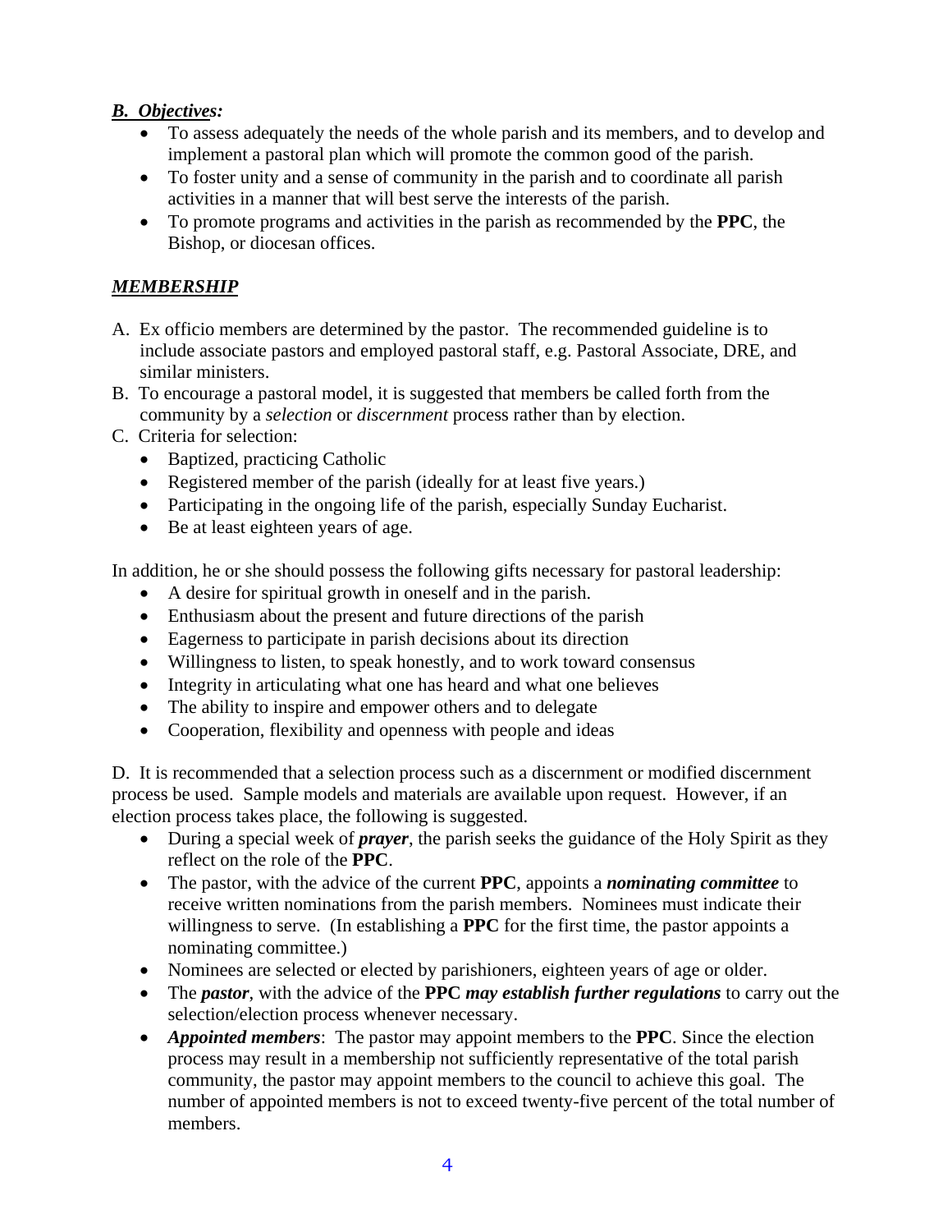***B. Objectives:***

- To assess adequately the needs of the whole parish and its members, and to develop and implement a pastoral plan which will promote the common good of the parish.
- To foster unity and a sense of community in the parish and to coordinate all parish activities in a manner that will best serve the interests of the parish.
- To promote programs and activities in the parish as recommended by the **PPC**, the Bishop, or diocesan offices.

## ***MEMBERSHIP***

A. Ex officio members are determined by the pastor. The recommended guideline is to include associate pastors and employed pastoral staff, e.g. Pastoral Associate, DRE, and similar ministers.

B. To encourage a pastoral model, it is suggested that members be called forth from the community by a *selection* or *discernment* process rather than by election.

C. Criteria for selection:

- Baptized, practicing Catholic
- Registered member of the parish (ideally for at least five years.)
- Participating in the ongoing life of the parish, especially Sunday Eucharist.
- Be at least eighteen years of age.

In addition, he or she should possess the following gifts necessary for pastoral leadership:

- A desire for spiritual growth in oneself and in the parish.
- Enthusiasm about the present and future directions of the parish
- Eagerness to participate in parish decisions about its direction
- Willingness to listen, to speak honestly, and to work toward consensus
- Integrity in articulating what one has heard and what one believes
- The ability to inspire and empower others and to delegate
- Cooperation, flexibility and openness with people and ideas

D. It is recommended that a selection process such as a discernment or modified discernment process be used. Sample models and materials are available upon request. However, if an election process takes place, the following is suggested.

- During a special week of ***prayer***, the parish seeks the guidance of the Holy Spirit as they reflect on the role of the **PPC**.
- The pastor, with the advice of the current **PPC**, appoints a ***nominating committee*** to receive written nominations from the parish members. Nominees must indicate their willingness to serve. (In establishing a **PPC** for the first time, the pastor appoints a nominating committee.)
- Nominees are selected or elected by parishioners, eighteen years of age or older.
- The ***pastor***, with the advice of the **PPC** ***may establish further regulations*** to carry out the selection/election process whenever necessary.
- ***Appointed members***: The pastor may appoint members to the **PPC**. Since the election process may result in a membership not sufficiently representative of the total parish community, the pastor may appoint members to the council to achieve this goal. The number of appointed members is not to exceed twenty-five percent of the total number of members.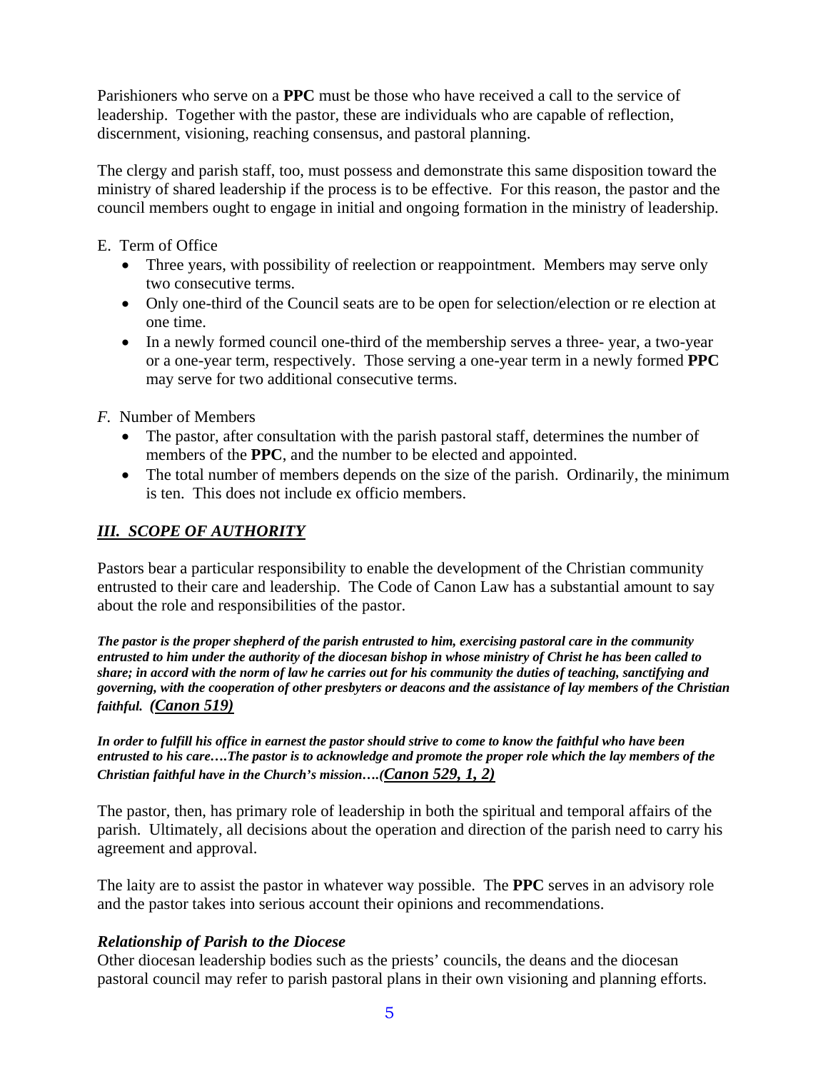Parishioners who serve on a **PPC** must be those who have received a call to the service of leadership. Together with the pastor, these are individuals who are capable of reflection, discernment, visioning, reaching consensus, and pastoral planning.

The clergy and parish staff, too, must possess and demonstrate this same disposition toward the ministry of shared leadership if the process is to be effective. For this reason, the pastor and the council members ought to engage in initial and ongoing formation in the ministry of leadership.

E. Term of Office

- Three years, with possibility of reelection or reappointment. Members may serve only two consecutive terms.
- Only one-third of the Council seats are to be open for selection/election or re election at one time.
- In a newly formed council one-third of the membership serves a three- year, a two-year or a one-year term, respectively. Those serving a one-year term in a newly formed **PPC** may serve for two additional consecutive terms.

*F*. Number of Members

- The pastor, after consultation with the parish pastoral staff, determines the number of members of the **PPC**, and the number to be elected and appointed.
- The total number of members depends on the size of the parish. Ordinarily, the minimum is ten. This does not include ex officio members.

## ***III. SCOPE OF AUTHORITY***

Pastors bear a particular responsibility to enable the development of the Christian community entrusted to their care and leadership. The Code of Canon Law has a substantial amount to say about the role and responsibilities of the pastor.

***The pastor is the proper shepherd of the parish entrusted to him, exercising pastoral care in the community entrusted to him under the authority of the diocesan bishop in whose ministry of Christ he has been called to share; in accord with the norm of law he carries out for his community the duties of teaching, sanctifying and governing, with the cooperation of other presbyters or deacons and the assistance of lay members of the Christian faithful. (Canon 519)***

***In order to fulfill his office in earnest the pastor should strive to come to know the faithful who have been entrusted to his care….The pastor is to acknowledge and promote the proper role which the lay members of the Christian faithful have in the Church's mission….(Canon 529, 1, 2)***

The pastor, then, has primary role of leadership in both the spiritual and temporal affairs of the parish. Ultimately, all decisions about the operation and direction of the parish need to carry his agreement and approval.

The laity are to assist the pastor in whatever way possible. The **PPC** serves in an advisory role and the pastor takes into serious account their opinions and recommendations.

### *Relationship of Parish to the Diocese*

Other diocesan leadership bodies such as the priests' councils, the deans and the diocesan pastoral council may refer to parish pastoral plans in their own visioning and planning efforts.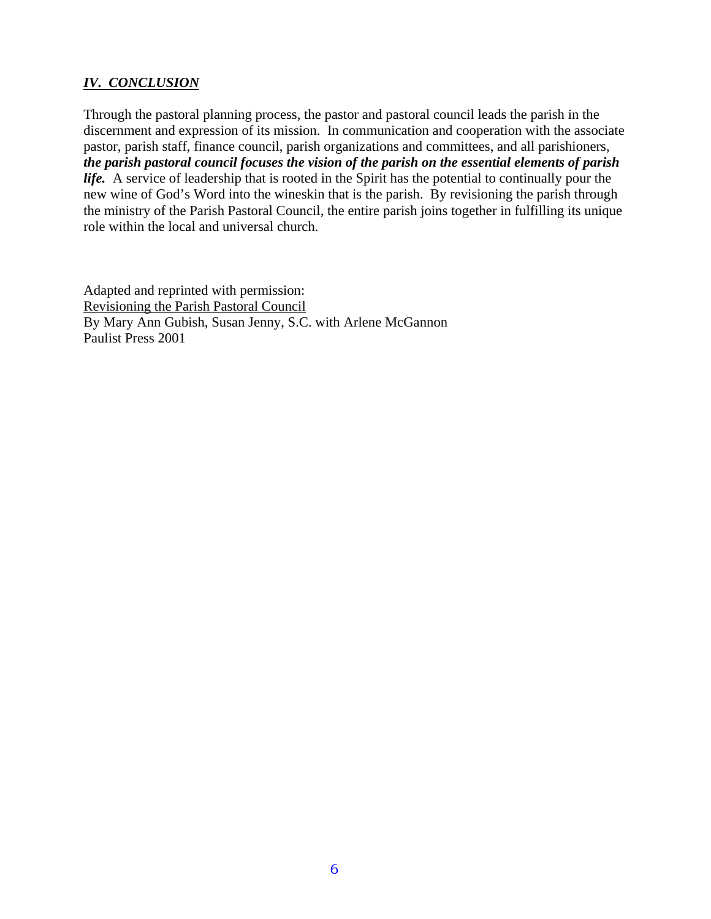## ***IV. CONCLUSION***

Through the pastoral planning process, the pastor and pastoral council leads the parish in the discernment and expression of its mission. In communication and cooperation with the associate pastor, parish staff, finance council, parish organizations and committees, and all parishioners, ***the parish pastoral council focuses the vision of the parish on the essential elements of parish life.*** A service of leadership that is rooted in the Spirit has the potential to continually pour the new wine of God's Word into the wineskin that is the parish. By revisioning the parish through the ministry of the Parish Pastoral Council, the entire parish joins together in fulfilling its unique role within the local and universal church.

Adapted and reprinted with permission:
Revisioning the Parish Pastoral Council
By Mary Ann Gubish, Susan Jenny, S.C. with Arlene McGannon
Paulist Press 2001